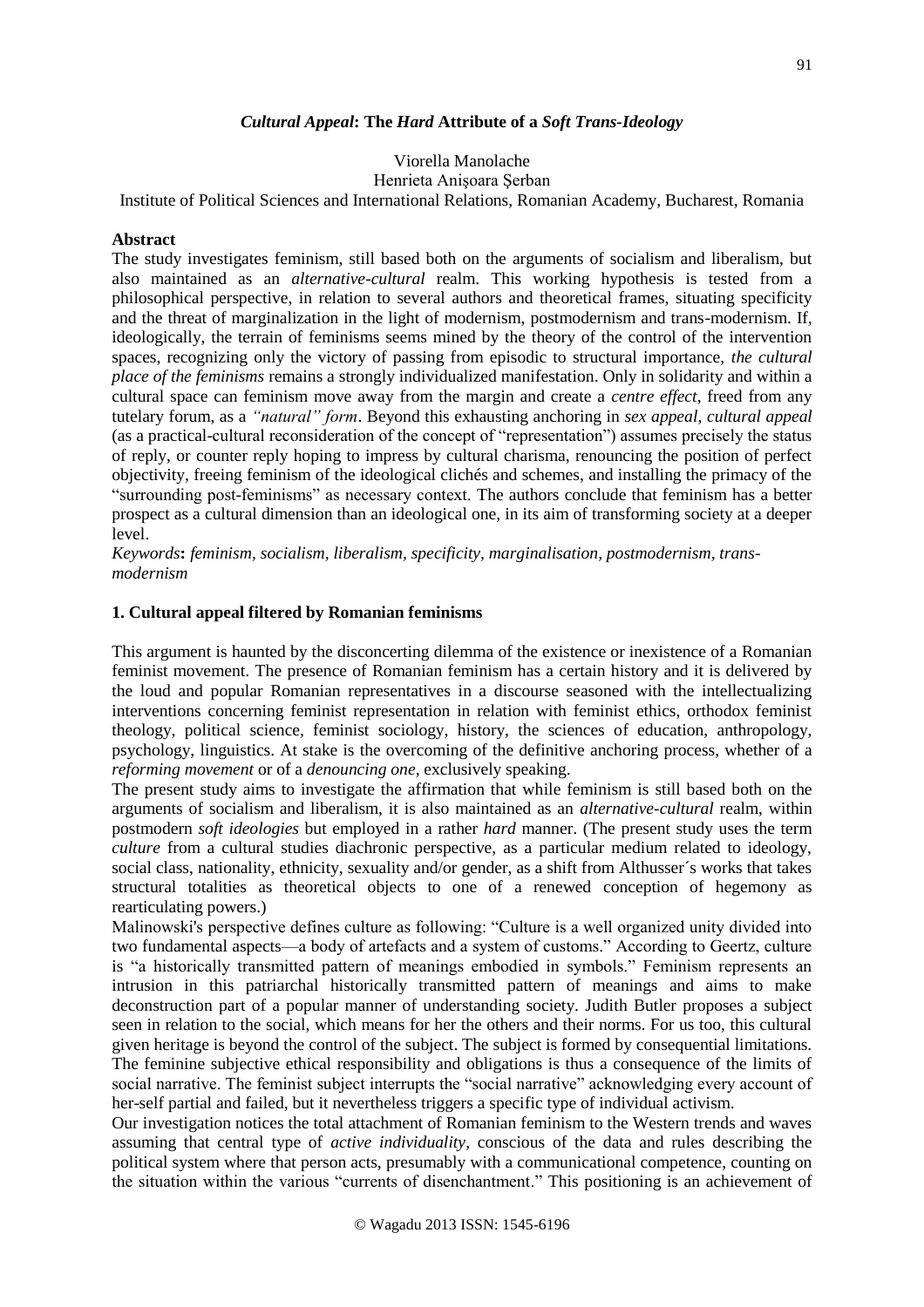# *Cultural Appeal*: The *Hard* Attribute of a *Soft Trans-Ideology*

Viorella Manolache

Henrieta Anişoara Şerban

Institute of Political Sciences and International Relations, Romanian Academy, Bucharest, Romania

## Abstract

The study investigates feminism, still based both on the arguments of socialism and liberalism, but also maintained as an *alternative-cultural* realm. This working hypothesis is tested from a philosophical perspective, in relation to several authors and theoretical frames, situating specificity and the threat of marginalization in the light of modernism, postmodernism and trans-modernism. If, ideologically, the terrain of feminisms seems mined by the theory of the control of the intervention spaces, recognizing only the victory of passing from episodic to structural importance, *the cultural place of the feminisms* remains a strongly individualized manifestation. Only in solidarity and within a cultural space can feminism move away from the margin and create a *centre effect*, freed from any tutelary forum, as a *"natural" form*. Beyond this exhausting anchoring in *sex appeal*, *cultural appeal* (as a practical-cultural reconsideration of the concept of "representation") assumes precisely the status of reply, or counter reply hoping to impress by cultural charisma, renouncing the position of perfect objectivity, freeing feminism of the ideological clichés and schemes, and installing the primacy of the "surrounding post-feminisms" as necessary context. The authors conclude that feminism has a better prospect as a cultural dimension than an ideological one, in its aim of transforming society at a deeper level.

*Keywords*: *feminism, socialism, liberalism, specificity, marginalisation, postmodernism, trans-modernism*

## 1. Cultural appeal filtered by Romanian feminisms

This argument is haunted by the disconcerting dilemma of the existence or inexistence of a Romanian feminist movement. The presence of Romanian feminism has a certain history and it is delivered by the loud and popular Romanian representatives in a discourse seasoned with the intellectualizing interventions concerning feminist representation in relation with feminist ethics, orthodox feminist theology, political science, feminist sociology, history, the sciences of education, anthropology, psychology, linguistics. At stake is the overcoming of the definitive anchoring process, whether of a *reforming movement* or of a *denouncing one*, exclusively speaking.

The present study aims to investigate the affirmation that while feminism is still based both on the arguments of socialism and liberalism, it is also maintained as an *alternative-cultural* realm, within postmodern *soft ideologies* but employed in a rather *hard* manner. (The present study uses the term *culture* from a cultural studies diachronic perspective, as a particular medium related to ideology, social class, nationality, ethnicity, sexuality and/or gender, as a shift from Althusser´s works that takes structural totalities as theoretical objects to one of a renewed conception of hegemony as rearticulating powers.)

Malinowski's perspective defines culture as following: "Culture is a well organized unity divided into two fundamental aspects—a body of artefacts and a system of customs." According to Geertz, culture is "a historically transmitted pattern of meanings embodied in symbols." Feminism represents an intrusion in this patriarchal historically transmitted pattern of meanings and aims to make deconstruction part of a popular manner of understanding society. Judith Butler proposes a subject seen in relation to the social, which means for her the others and their norms. For us too, this cultural given heritage is beyond the control of the subject. The subject is formed by consequential limitations. The feminine subjective ethical responsibility and obligations is thus a consequence of the limits of social narrative. The feminist subject interrupts the "social narrative" acknowledging every account of her-self partial and failed, but it nevertheless triggers a specific type of individual activism.

Our investigation notices the total attachment of Romanian feminism to the Western trends and waves assuming that central type of *active individuality*, conscious of the data and rules describing the political system where that person acts, presumably with a communicational competence, counting on the situation within the various "currents of disenchantment." This positioning is an achievement of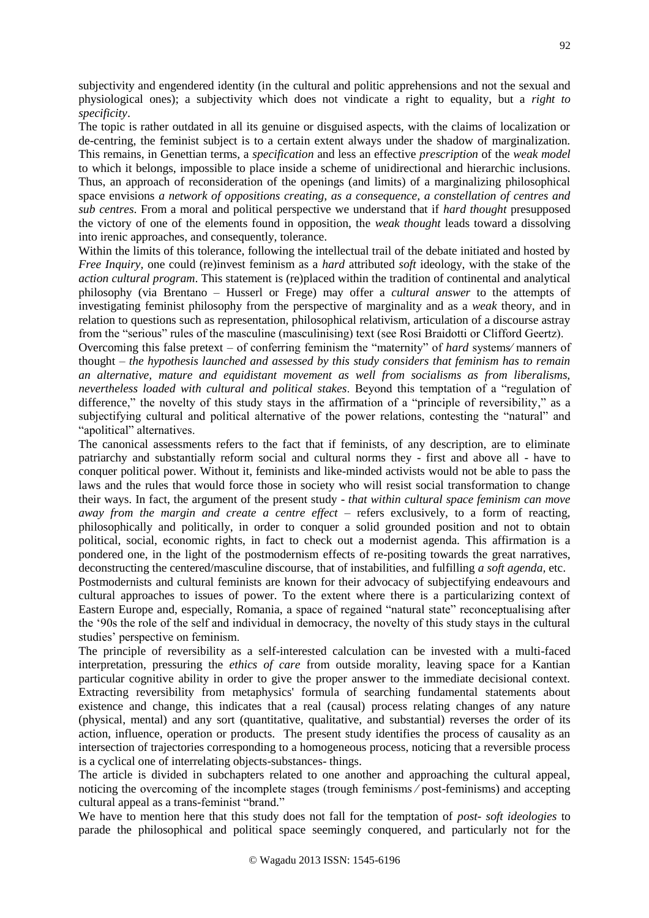subjectivity and engendered identity (in the cultural and politic apprehensions and not the sexual and physiological ones); a subjectivity which does not vindicate a right to equality, but a *right to specificity*.

The topic is rather outdated in all its genuine or disguised aspects, with the claims of localization or de-centring, the feminist subject is to a certain extent always under the shadow of marginalization. This remains, in Genettian terms, a *specification* and less an effective *prescription* of the *weak model* to which it belongs, impossible to place inside a scheme of unidirectional and hierarchic inclusions. Thus, an approach of reconsideration of the openings (and limits) of a marginalizing philosophical space envisions *a network of oppositions creating, as a consequence, a constellation of centres and sub centres*. From a moral and political perspective we understand that if *hard thought* presupposed the victory of one of the elements found in opposition, the *weak thought* leads toward a dissolving into irenic approaches, and consequently, tolerance.

Within the limits of this tolerance, following the intellectual trail of the debate initiated and hosted by *Free Inquiry,* one could (re)invest feminism as a *hard* attributed *soft* ideology, with the stake of the *action cultural program*. This statement is (re)placed within the tradition of continental and analytical philosophy (via Brentano – Husserl or Frege) may offer a *cultural answer* to the attempts of investigating feminist philosophy from the perspective of marginality and as a *weak* theory, and in relation to questions such as representation, philosophical relativism, articulation of a discourse astray from the "serious" rules of the masculine (masculinising) text (see Rosi Braidotti or Clifford Geertz).

Overcoming this false pretext – of conferring feminism the "maternity" of *hard* systems/ manners of thought – *the hypothesis launched and assessed by this study considers that feminism has to remain an alternative, mature and equidistant movement as well from socialisms as from liberalisms, nevertheless loaded with cultural and political stakes*. Beyond this temptation of a "regulation of difference," the novelty of this study stays in the affirmation of a "principle of reversibility," as a subjectifying cultural and political alternative of the power relations, contesting the "natural" and "apolitical" alternatives.

The canonical assessments refers to the fact that if feminists, of any description, are to eliminate patriarchy and substantially reform social and cultural norms they - first and above all - have to conquer political power. Without it, feminists and like-minded activists would not be able to pass the laws and the rules that would force those in society who will resist social transformation to change their ways. In fact, the argument of the present study - *that within cultural space feminism can move away from the margin and create a centre effect* – refers exclusively, to a form of reacting, philosophically and politically, in order to conquer a solid grounded position and not to obtain political, social, economic rights, in fact to check out a modernist agenda. This affirmation is a pondered one, in the light of the postmodernism effects of re-positing towards the great narratives, deconstructing the centered/masculine discourse, that of instabilities, and fulfilling *a soft agenda,* etc.

Postmodernists and cultural feminists are known for their advocacy of subjectifying endeavours and cultural approaches to issues of power. To the extent where there is a particularizing context of Eastern Europe and, especially, Romania, a space of regained "natural state" reconceptualising after the '90s the role of the self and individual in democracy, the novelty of this study stays in the cultural studies' perspective on feminism.

The principle of reversibility as a self-interested calculation can be invested with a multi-faced interpretation, pressuring the *ethics of care* from outside morality, leaving space for a Kantian particular cognitive ability in order to give the proper answer to the immediate decisional context. Extracting reversibility from metaphysics' formula of searching fundamental statements about existence and change, this indicates that a real (causal) process relating changes of any nature (physical, mental) and any sort (quantitative, qualitative, and substantial) reverses the order of its action, influence, operation or products. The present study identifies the process of causality as an intersection of trajectories corresponding to a homogeneous process, noticing that a reversible process is a cyclical one of interrelating objects-substances- things.

The article is divided in subchapters related to one another and approaching the cultural appeal, noticing the overcoming of the incomplete stages (trough feminisms / post-feminisms) and accepting cultural appeal as a trans-feminist "brand."

We have to mention here that this study does not fall for the temptation of *post- soft ideologies* to parade the philosophical and political space seemingly conquered, and particularly not for the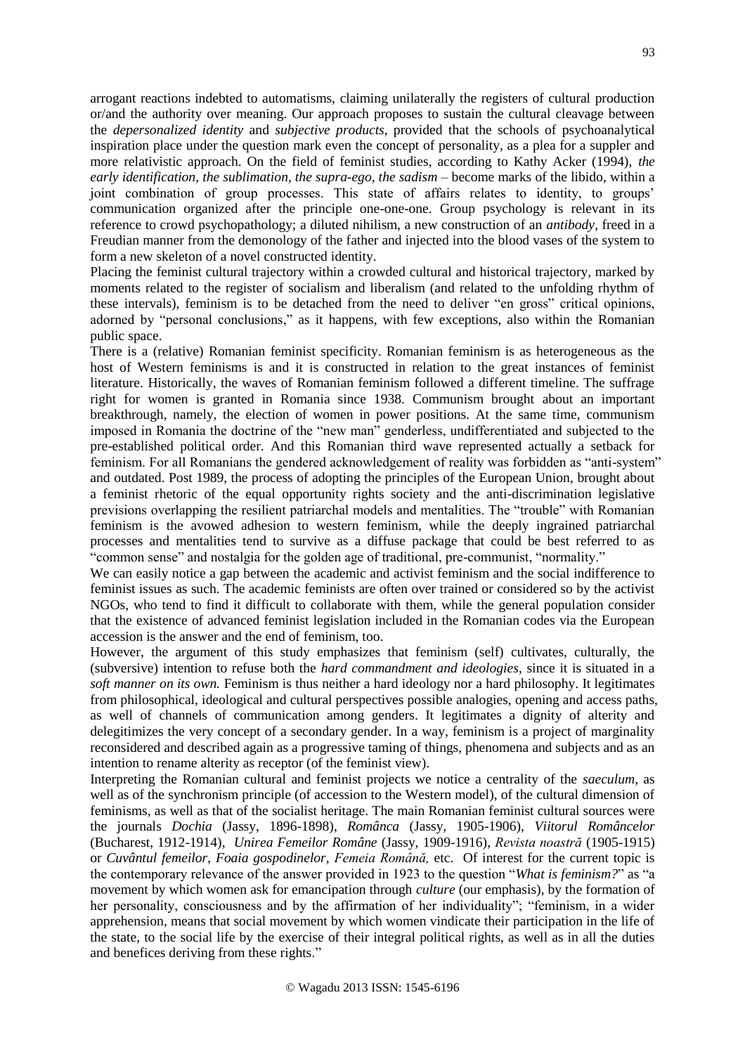arrogant reactions indebted to automatisms, claiming unilaterally the registers of cultural production or/and the authority over meaning. Our approach proposes to sustain the cultural cleavage between the *depersonalized identity* and *subjective products*, provided that the schools of psychoanalytical inspiration place under the question mark even the concept of personality, as a plea for a suppler and more relativistic approach. On the field of feminist studies, according to Kathy Acker (1994), *the early identification, the sublimation, the supra-ego, the sadism* – become marks of the libido, within a joint combination of group processes. This state of affairs relates to identity, to groups' communication organized after the principle one-one-one. Group psychology is relevant in its reference to crowd psychopathology; a diluted nihilism, a new construction of an *antibody*, freed in a Freudian manner from the demonology of the father and injected into the blood vases of the system to form a new skeleton of a novel constructed identity.

Placing the feminist cultural trajectory within a crowded cultural and historical trajectory, marked by moments related to the register of socialism and liberalism (and related to the unfolding rhythm of these intervals), feminism is to be detached from the need to deliver "en gross" critical opinions, adorned by "personal conclusions," as it happens, with few exceptions, also within the Romanian public space.

There is a (relative) Romanian feminist specificity. Romanian feminism is as heterogeneous as the host of Western feminisms is and it is constructed in relation to the great instances of feminist literature. Historically, the waves of Romanian feminism followed a different timeline. The suffrage right for women is granted in Romania since 1938. Communism brought about an important breakthrough, namely, the election of women in power positions. At the same time, communism imposed in Romania the doctrine of the "new man" genderless, undifferentiated and subjected to the pre-established political order. And this Romanian third wave represented actually a setback for feminism. For all Romanians the gendered acknowledgement of reality was forbidden as "anti-system" and outdated. Post 1989, the process of adopting the principles of the European Union, brought about a feminist rhetoric of the equal opportunity rights society and the anti-discrimination legislative previsions overlapping the resilient patriarchal models and mentalities. The "trouble" with Romanian feminism is the avowed adhesion to western feminism, while the deeply ingrained patriarchal processes and mentalities tend to survive as a diffuse package that could be best referred to as "common sense" and nostalgia for the golden age of traditional, pre-communist, "normality."

We can easily notice a gap between the academic and activist feminism and the social indifference to feminist issues as such. The academic feminists are often over trained or considered so by the activist NGOs, who tend to find it difficult to collaborate with them, while the general population consider that the existence of advanced feminist legislation included in the Romanian codes via the European accession is the answer and the end of feminism, too.

However, the argument of this study emphasizes that feminism (self) cultivates, culturally, the (subversive) intention to refuse both the *hard commandment and ideologies*, since it is situated in a *soft manner on its own.* Feminism is thus neither a hard ideology nor a hard philosophy. It legitimates from philosophical, ideological and cultural perspectives possible analogies, opening and access paths, as well of channels of communication among genders. It legitimates a dignity of alterity and delegitimizes the very concept of a secondary gender. In a way, feminism is a project of marginality reconsidered and described again as a progressive taming of things, phenomena and subjects and as an intention to rename alterity as receptor (of the feminist view).

Interpreting the Romanian cultural and feminist projects we notice a centrality of the *saeculum*, as well as of the synchronism principle (of accession to the Western model), of the cultural dimension of feminisms, as well as that of the socialist heritage. The main Romanian feminist cultural sources were the journals *Dochia* (Jassy, 1896-1898), *Românca* (Jassy, 1905-1906), *Viitorul Româncelor* (Bucharest, 1912-1914), *Unirea Femeilor Române* (Jassy, 1909-1916), *Revista noastră* (1905-1915) or *Cuvântul femeilor*, *Foaia gospodinelor*, *Femeia Română,* etc. Of interest for the current topic is the contemporary relevance of the answer provided in 1923 to the question "*What is feminism?*" as "a movement by which women ask for emancipation through *culture* (our emphasis), by the formation of her personality, consciousness and by the affirmation of her individuality"; "feminism, in a wider apprehension, means that social movement by which women vindicate their participation in the life of the state, to the social life by the exercise of their integral political rights, as well as in all the duties and benefices deriving from these rights."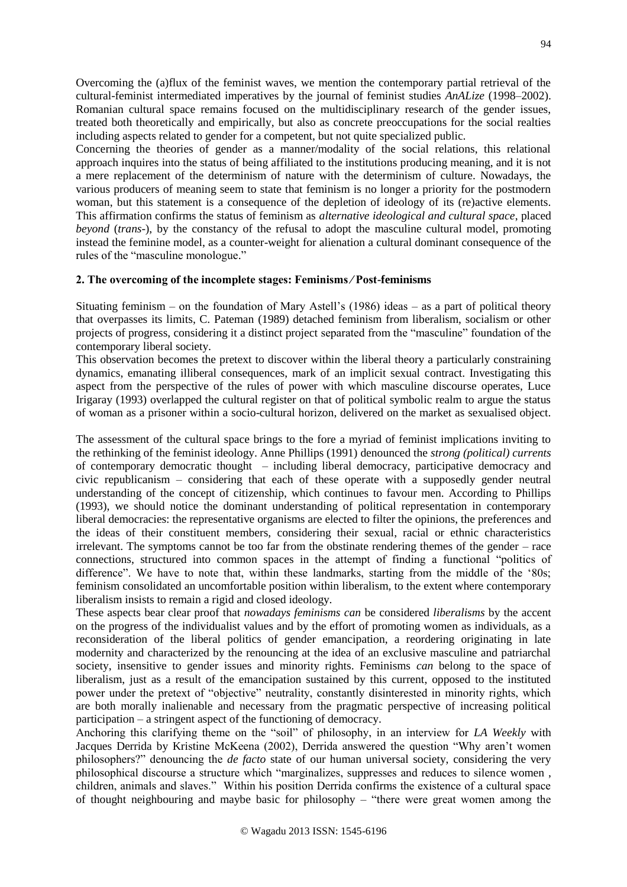Overcoming the (a)flux of the feminist waves, we mention the contemporary partial retrieval of the cultural-feminist intermediated imperatives by the journal of feminist studies *AnALize* (1998–2002). Romanian cultural space remains focused on the multidisciplinary research of the gender issues, treated both theoretically and empirically, but also as concrete preoccupations for the social realties including aspects related to gender for a competent, but not quite specialized public.

Concerning the theories of gender as a manner/modality of the social relations, this relational approach inquires into the status of being affiliated to the institutions producing meaning, and it is not a mere replacement of the determinism of nature with the determinism of culture. Nowadays, the various producers of meaning seem to state that feminism is no longer a priority for the postmodern woman, but this statement is a consequence of the depletion of ideology of its (re)active elements. This affirmation confirms the status of feminism as *alternative ideological and cultural space*, placed *beyond* (*trans-*), by the constancy of the refusal to adopt the masculine cultural model, promoting instead the feminine model, as a counter-weight for alienation a cultural dominant consequence of the rules of the "masculine monologue."

**2. The overcoming of the incomplete stages: Feminisms / Post-feminisms**

Situating feminism – on the foundation of Mary Astell's (1986) ideas – as a part of political theory that overpasses its limits, C. Pateman (1989) detached feminism from liberalism, socialism or other projects of progress, considering it a distinct project separated from the "masculine" foundation of the contemporary liberal society.

This observation becomes the pretext to discover within the liberal theory a particularly constraining dynamics, emanating illiberal consequences, mark of an implicit sexual contract. Investigating this aspect from the perspective of the rules of power with which masculine discourse operates, Luce Irigaray (1993) overlapped the cultural register on that of political symbolic realm to argue the status of woman as a prisoner within a socio-cultural horizon, delivered on the market as sexualised object.

The assessment of the cultural space brings to the fore a myriad of feminist implications inviting to the rethinking of the feminist ideology. Anne Phillips (1991) denounced the *strong (political) currents* of contemporary democratic thought – including liberal democracy, participative democracy and civic republicanism – considering that each of these operate with a supposedly gender neutral understanding of the concept of citizenship, which continues to favour men. According to Phillips (1993), we should notice the dominant understanding of political representation in contemporary liberal democracies: the representative organisms are elected to filter the opinions, the preferences and the ideas of their constituent members, considering their sexual, racial or ethnic characteristics irrelevant. The symptoms cannot be too far from the obstinate rendering themes of the gender – race connections, structured into common spaces in the attempt of finding a functional "politics of difference". We have to note that, within these landmarks, starting from the middle of the '80s; feminism consolidated an uncomfortable position within liberalism, to the extent where contemporary liberalism insists to remain a rigid and closed ideology.

These aspects bear clear proof that *nowadays feminisms can* be considered *liberalisms* by the accent on the progress of the individualist values and by the effort of promoting women as individuals, as a reconsideration of the liberal politics of gender emancipation, a reordering originating in late modernity and characterized by the renouncing at the idea of an exclusive masculine and patriarchal society, insensitive to gender issues and minority rights. Feminisms *can* belong to the space of liberalism, just as a result of the emancipation sustained by this current, opposed to the instituted power under the pretext of "objective" neutrality, constantly disinterested in minority rights, which are both morally inalienable and necessary from the pragmatic perspective of increasing political participation – a stringent aspect of the functioning of democracy.

Anchoring this clarifying theme on the "soil" of philosophy, in an interview for *LA Weekly* with Jacques Derrida by Kristine McKeena (2002), Derrida answered the question "Why aren't women philosophers?" denouncing the *de facto* state of our human universal society, considering the very philosophical discourse a structure which "marginalizes, suppresses and reduces to silence women , children, animals and slaves." Within his position Derrida confirms the existence of a cultural space of thought neighbouring and maybe basic for philosophy – "there were great women among the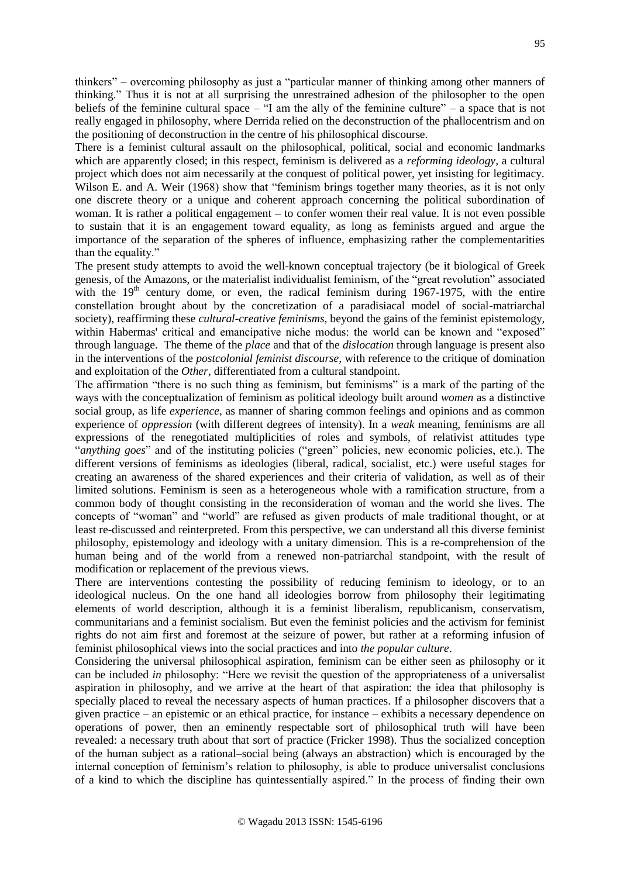thinkers" – overcoming philosophy as just a "particular manner of thinking among other manners of thinking." Thus it is not at all surprising the unrestrained adhesion of the philosopher to the open beliefs of the feminine cultural space – "I am the ally of the feminine culture" – a space that is not really engaged in philosophy, where Derrida relied on the deconstruction of the phallocentrism and on the positioning of deconstruction in the centre of his philosophical discourse.

There is a feminist cultural assault on the philosophical, political, social and economic landmarks which are apparently closed; in this respect, feminism is delivered as a *reforming ideology*, a cultural project which does not aim necessarily at the conquest of political power, yet insisting for legitimacy. Wilson E. and A. Weir (1968) show that "feminism brings together many theories, as it is not only one discrete theory or a unique and coherent approach concerning the political subordination of woman. It is rather a political engagement – to confer women their real value. It is not even possible to sustain that it is an engagement toward equality, as long as feminists argued and argue the importance of the separation of the spheres of influence, emphasizing rather the complementarities than the equality."

The present study attempts to avoid the well-known conceptual trajectory (be it biological of Greek genesis, of the Amazons, or the materialist individualist feminism, of the "great revolution" associated with the 19th century dome, or even, the radical feminism during 1967-1975, with the entire constellation brought about by the concretization of a paradisiacal model of social-matriarchal society), reaffirming these *cultural-creative feminisms*, beyond the gains of the feminist epistemology, within Habermas' critical and emancipative niche modus: the world can be known and "exposed" through language. The theme of the *place* and that of the *dislocation* through language is present also in the interventions of the *postcolonial feminist discourse,* with reference to the critique of domination and exploitation of the *Other*, differentiated from a cultural standpoint.

The affirmation "there is no such thing as feminism, but feminisms" is a mark of the parting of the ways with the conceptualization of feminism as political ideology built around *women* as a distinctive social group, as life *experience*, as manner of sharing common feelings and opinions and as common experience of *oppression* (with different degrees of intensity). In a *weak* meaning, feminisms are all expressions of the renegotiated multiplicities of roles and symbols, of relativist attitudes type "*anything goes*" and of the instituting policies ("green" policies, new economic policies, etc.). The different versions of feminisms as ideologies (liberal, radical, socialist, etc.) were useful stages for creating an awareness of the shared experiences and their criteria of validation, as well as of their limited solutions. Feminism is seen as a heterogeneous whole with a ramification structure, from a common body of thought consisting in the reconsideration of woman and the world she lives. The concepts of "woman" and "world" are refused as given products of male traditional thought, or at least re-discussed and reinterpreted. From this perspective, we can understand all this diverse feminist philosophy, epistemology and ideology with a unitary dimension. This is a re-comprehension of the human being and of the world from a renewed non-patriarchal standpoint, with the result of modification or replacement of the previous views.

There are interventions contesting the possibility of reducing feminism to ideology, or to an ideological nucleus. On the one hand all ideologies borrow from philosophy their legitimating elements of world description, although it is a feminist liberalism, republicanism, conservatism, communitarians and a feminist socialism. But even the feminist policies and the activism for feminist rights do not aim first and foremost at the seizure of power, but rather at a reforming infusion of feminist philosophical views into the social practices and into *the popular culture*.

Considering the universal philosophical aspiration, feminism can be either seen as philosophy or it can be included *in* philosophy: "Here we revisit the question of the appropriateness of a universalist aspiration in philosophy, and we arrive at the heart of that aspiration: the idea that philosophy is specially placed to reveal the necessary aspects of human practices. If a philosopher discovers that a given practice – an epistemic or an ethical practice, for instance – exhibits a necessary dependence on operations of power, then an eminently respectable sort of philosophical truth will have been revealed: a necessary truth about that sort of practice (Fricker 1998). Thus the socialized conception of the human subject as a rational–social being (always an abstraction) which is encouraged by the internal conception of feminism's relation to philosophy, is able to produce universalist conclusions of a kind to which the discipline has quintessentially aspired." In the process of finding their own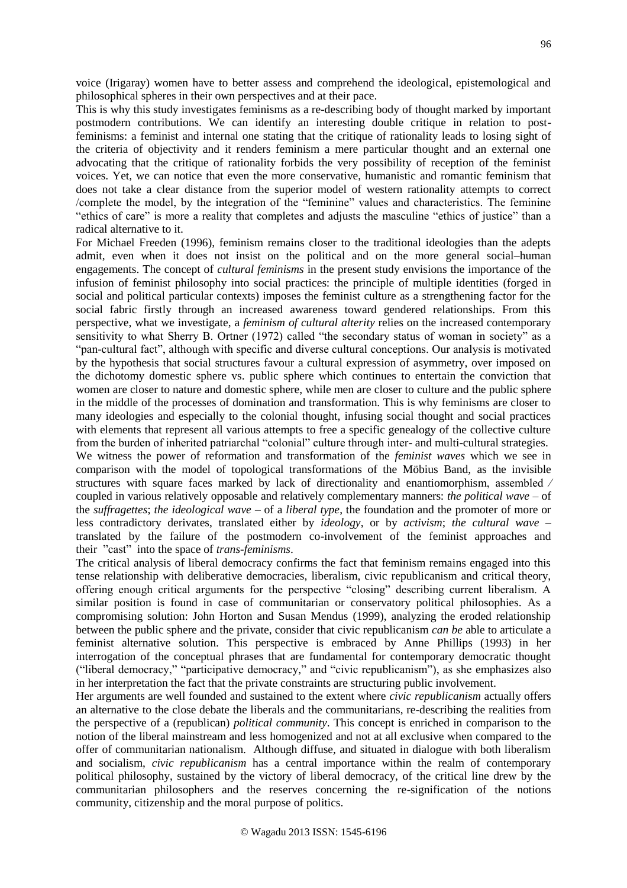voice (Irigaray) women have to better assess and comprehend the ideological, epistemological and philosophical spheres in their own perspectives and at their pace.

This is why this study investigates feminisms as a re-describing body of thought marked by important postmodern contributions. We can identify an interesting double critique in relation to post-feminisms: a feminist and internal one stating that the critique of rationality leads to losing sight of the criteria of objectivity and it renders feminism a mere particular thought and an external one advocating that the critique of rationality forbids the very possibility of reception of the feminist voices. Yet, we can notice that even the more conservative, humanistic and romantic feminism that does not take a clear distance from the superior model of western rationality attempts to correct /complete the model, by the integration of the "feminine" values and characteristics. The feminine "ethics of care" is more a reality that completes and adjusts the masculine "ethics of justice" than a radical alternative to it.

For Michael Freeden (1996), feminism remains closer to the traditional ideologies than the adepts admit, even when it does not insist on the political and on the more general social–human engagements. The concept of *cultural feminisms* in the present study envisions the importance of the infusion of feminist philosophy into social practices: the principle of multiple identities (forged in social and political particular contexts) imposes the feminist culture as a strengthening factor for the social fabric firstly through an increased awareness toward gendered relationships. From this perspective, what we investigate, a *feminism of cultural alterity* relies on the increased contemporary sensitivity to what Sherry B. Ortner (1972) called "the secondary status of woman in society" as a "pan-cultural fact", although with specific and diverse cultural conceptions. Our analysis is motivated by the hypothesis that social structures favour a cultural expression of asymmetry, over imposed on the dichotomy domestic sphere vs. public sphere which continues to entertain the conviction that women are closer to nature and domestic sphere, while men are closer to culture and the public sphere in the middle of the processes of domination and transformation. This is why feminisms are closer to many ideologies and especially to the colonial thought, infusing social thought and social practices with elements that represent all various attempts to free a specific genealogy of the collective culture from the burden of inherited patriarchal "colonial" culture through inter- and multi-cultural strategies.

We witness the power of reformation and transformation of the *feminist waves* which we see in comparison with the model of topological transformations of the Möbius Band, as the invisible structures with square faces marked by lack of directionality and enantiomorphism, assembled / coupled in various relatively opposable and relatively complementary manners: *the political wave* – of the *suffragettes*; *the ideological wave* – of a *liberal type*, the foundation and the promoter of more or less contradictory derivates, translated either by *ideology*, or by *activism*; *the cultural wave* – translated by the failure of the postmodern co-involvement of the feminist approaches and their "cast" into the space of *trans-feminisms*.

The critical analysis of liberal democracy confirms the fact that feminism remains engaged into this tense relationship with deliberative democracies, liberalism, civic republicanism and critical theory, offering enough critical arguments for the perspective "closing" describing current liberalism. A similar position is found in case of communitarian or conservatory political philosophies. As a compromising solution: John Horton and Susan Mendus (1999), analyzing the eroded relationship between the public sphere and the private, consider that civic republicanism *can be* able to articulate a feminist alternative solution. This perspective is embraced by Anne Phillips (1993) in her interrogation of the conceptual phrases that are fundamental for contemporary democratic thought ("liberal democracy," "participative democracy," and "civic republicanism"), as she emphasizes also in her interpretation the fact that the private constraints are structuring public involvement.

Her arguments are well founded and sustained to the extent where *civic republicanism* actually offers an alternative to the close debate the liberals and the communitarians, re-describing the realities from the perspective of a (republican) *political community*. This concept is enriched in comparison to the notion of the liberal mainstream and less homogenized and not at all exclusive when compared to the offer of communitarian nationalism. Although diffuse, and situated in dialogue with both liberalism and socialism, *civic republicanism* has a central importance within the realm of contemporary political philosophy, sustained by the victory of liberal democracy, of the critical line drew by the communitarian philosophers and the reserves concerning the re-signification of the notions community, citizenship and the moral purpose of politics.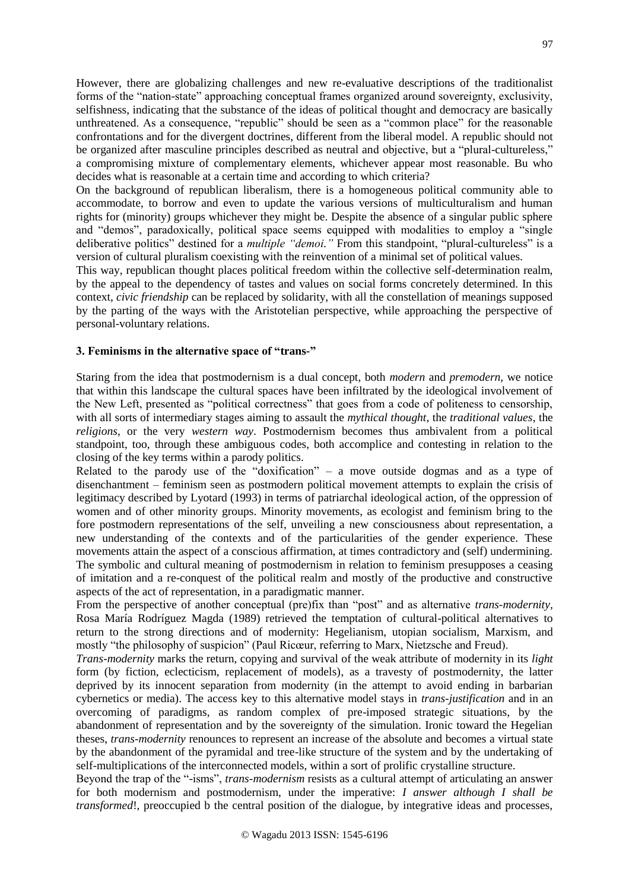However, there are globalizing challenges and new re-evaluative descriptions of the traditionalist forms of the "nation-state" approaching conceptual frames organized around sovereignty, exclusivity, selfishness, indicating that the substance of the ideas of political thought and democracy are basically unthreatened. As a consequence, "republic" should be seen as a "common place" for the reasonable confrontations and for the divergent doctrines, different from the liberal model. A republic should not be organized after masculine principles described as neutral and objective, but a "plural-cultureless," a compromising mixture of complementary elements, whichever appear most reasonable. Bu who decides what is reasonable at a certain time and according to which criteria?

On the background of republican liberalism, there is a homogeneous political community able to accommodate, to borrow and even to update the various versions of multiculturalism and human rights for (minority) groups whichever they might be. Despite the absence of a singular public sphere and "demos", paradoxically, political space seems equipped with modalities to employ a "single deliberative politics" destined for a *multiple "demoi."* From this standpoint, "plural-cultureless" is a version of cultural pluralism coexisting with the reinvention of a minimal set of political values.

This way, republican thought places political freedom within the collective self-determination realm, by the appeal to the dependency of tastes and values on social forms concretely determined. In this context, *civic friendship* can be replaced by solidarity, with all the constellation of meanings supposed by the parting of the ways with the Aristotelian perspective, while approaching the perspective of personal-voluntary relations.

### 3. Feminisms in the alternative space of "trans-"

Staring from the idea that postmodernism is a dual concept, both *modern* and *premodern*, we notice that within this landscape the cultural spaces have been infiltrated by the ideological involvement of the New Left, presented as "political correctness" that goes from a code of politeness to censorship, with all sorts of intermediary stages aiming to assault the *mythical thought*, the *traditional values*, the *religions*, or the very *western way*. Postmodernism becomes thus ambivalent from a political standpoint, too, through these ambiguous codes, both accomplice and contesting in relation to the closing of the key terms within a parody politics.

Related to the parody use of the "doxification" – a move outside dogmas and as a type of disenchantment – feminism seen as postmodern political movement attempts to explain the crisis of legitimacy described by Lyotard (1993) in terms of patriarchal ideological action, of the oppression of women and of other minority groups. Minority movements, as ecologist and feminism bring to the fore postmodern representations of the self, unveiling a new consciousness about representation, a new understanding of the contexts and of the particularities of the gender experience. These movements attain the aspect of a conscious affirmation, at times contradictory and (self) undermining. The symbolic and cultural meaning of postmodernism in relation to feminism presupposes a ceasing of imitation and a re-conquest of the political realm and mostly of the productive and constructive aspects of the act of representation, in a paradigmatic manner.

From the perspective of another conceptual (pre)fix than "post" and as alternative *trans-modernity*, Rosa María Rodríguez Magda (1989) retrieved the temptation of cultural-political alternatives to return to the strong directions and of modernity: Hegelianism, utopian socialism, Marxism, and mostly "the philosophy of suspicion" (Paul Ricœur, referring to Marx, Nietzsche and Freud).

*Trans-modernity* marks the return, copying and survival of the weak attribute of modernity in its *light* form (by fiction, eclecticism, replacement of models), as a travesty of postmodernity, the latter deprived by its innocent separation from modernity (in the attempt to avoid ending in barbarian cybernetics or media). The access key to this alternative model stays in *trans-justification* and in an overcoming of paradigms, as random complex of pre-imposed strategic situations, by the abandonment of representation and by the sovereignty of the simulation. Ironic toward the Hegelian theses, *trans-modernity* renounces to represent an increase of the absolute and becomes a virtual state by the abandonment of the pyramidal and tree-like structure of the system and by the undertaking of self-multiplications of the interconnected models, within a sort of prolific crystalline structure.

Beyond the trap of the "-isms", *trans-modernism* resists as a cultural attempt of articulating an answer for both modernism and postmodernism, under the imperative: *I answer although I shall be transformed*!, preoccupied b the central position of the dialogue, by integrative ideas and processes,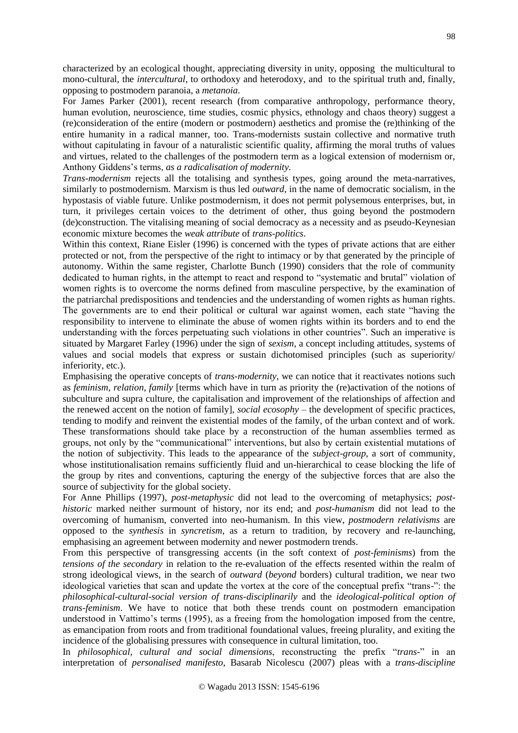characterized by an ecological thought, appreciating diversity in unity, opposing the multicultural to mono-cultural, the *intercultural*, to orthodoxy and heterodoxy, and to the spiritual truth and, finally, opposing to postmodern paranoia, a *metanoia.*

For James Parker (2001), recent research (from comparative anthropology, performance theory, human evolution, neuroscience, time studies, cosmic physics, ethnology and chaos theory) suggest a (re)consideration of the entire (modern or postmodern) aesthetics and promise the (re)thinking of the entire humanity in a radical manner, too. Trans-modernists sustain collective and normative truth without capitulating in favour of a naturalistic scientific quality, affirming the moral truths of values and virtues, related to the challenges of the postmodern term as a logical extension of modernism or, Anthony Giddens's terms, *as a radicalisation of modernity.*

*Trans-modernism* rejects all the totalising and synthesis types, going around the meta-narratives, similarly to postmodernism. Marxism is thus led *outward*, in the name of democratic socialism, in the hypostasis of viable future. Unlike postmodernism, it does not permit polysemous enterprises, but, in turn, it privileges certain voices to the detriment of other, thus going beyond the postmodern (de)construction. The vitalising meaning of social democracy as a necessity and as pseudo-Keynesian economic mixture becomes the *weak attribute* of *trans-politics*.

Within this context, Riane Eisler (1996) is concerned with the types of private actions that are either protected or not, from the perspective of the right to intimacy or by that generated by the principle of autonomy. Within the same register, Charlotte Bunch (1990) considers that the role of community dedicated to human rights, in the attempt to react and respond to "systematic and brutal" violation of women rights is to overcome the norms defined from masculine perspective, by the examination of the patriarchal predispositions and tendencies and the understanding of women rights as human rights. The governments are to end their political or cultural war against women, each state "having the responsibility to intervene to eliminate the abuse of women rights within its borders and to end the understanding with the forces perpetuating such violations in other countries". Such an imperative is situated by Margaret Farley (1996) under the sign of *sexism*, a concept including attitudes, systems of values and social models that express or sustain dichotomised principles (such as superiority/ inferiority, etc.).

Emphasising the operative concepts of *trans-modernity*, we can notice that it reactivates notions such as *feminism, relation, family* [terms which have in turn as priority the (re)activation of the notions of subculture and supra culture, the capitalisation and improvement of the relationships of affection and the renewed accent on the notion of family], *social ecosophy* – the development of specific practices, tending to modify and reinvent the existential modes of the family, of the urban context and of work. These transformations should take place by a reconstruction of the human assemblies termed as groups, not only by the "communicational" interventions, but also by certain existential mutations of the notion of subjectivity. This leads to the appearance of the *subject-group*, a sort of community, whose institutionalisation remains sufficiently fluid and un-hierarchical to cease blocking the life of the group by rites and conventions, capturing the energy of the subjective forces that are also the source of subjectivity for the global society.

For Anne Phillips (1997), *post-metaphysic* did not lead to the overcoming of metaphysics; *post-historic* marked neither surmount of history, nor its end; and *post-humanism* did not lead to the overcoming of humanism, converted into neo-humanism. In this view, *postmodern relativisms* are opposed to the *synthesis* in *syncretism*, as a return to tradition, by recovery and re-launching, emphasising an agreement between modernity and newer postmodern trends.

From this perspective of transgressing accents (in the soft context of *post-feminisms*) from the *tensions of the secondary* in relation to the re-evaluation of the effects resented within the realm of strong ideological views, in the search of *outward* (*beyond* borders) cultural tradition, we near two ideological varieties that scan and update the vortex at the core of the conceptual prefix "trans-": the *philosophical-cultural-social version of trans-disciplinarily* and the *ideological-political option of trans-feminism*. We have to notice that both these trends count on postmodern emancipation understood in Vattimo's terms (1995), as a freeing from the homologation imposed from the centre, as emancipation from roots and from traditional foundational values, freeing plurality, and exiting the incidence of the globalising pressures with consequence in cultural limitation, too.

In *philosophical, cultural and social dimensions*, reconstructing the prefix "*trans-*" in an interpretation of *personalised manifesto*, Basarab Nicolescu (2007) pleas with a *trans-discipline*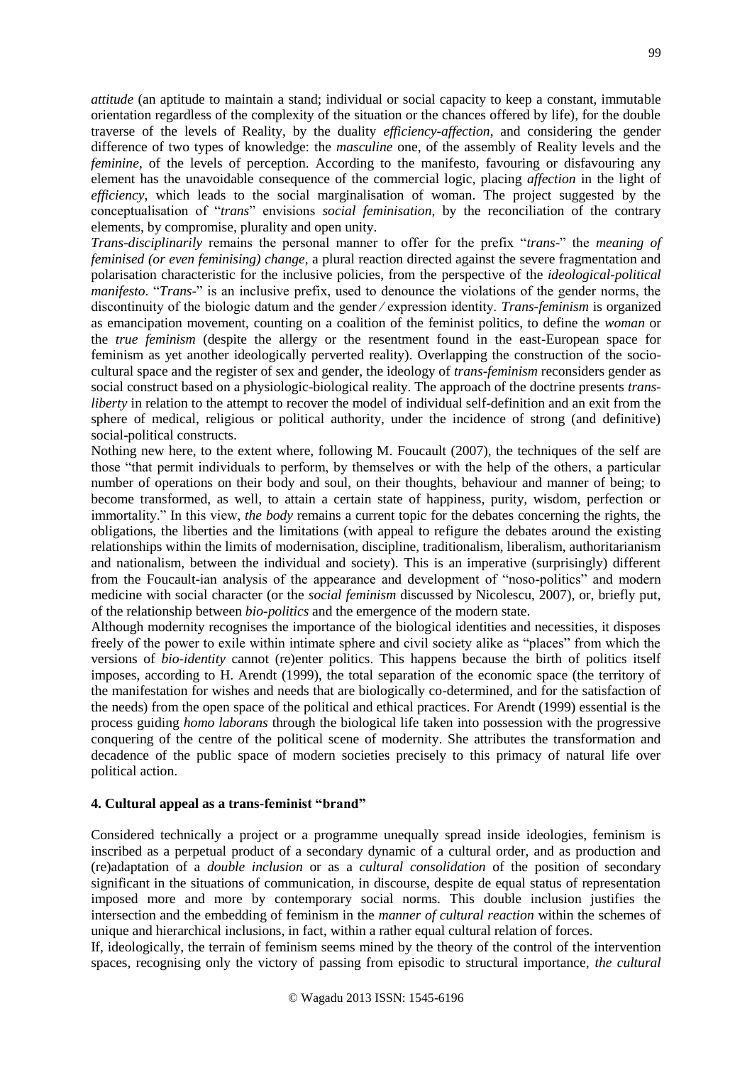*attitude* (an aptitude to maintain a stand; individual or social capacity to keep a constant, immutable orientation regardless of the complexity of the situation or the chances offered by life), for the double traverse of the levels of Reality, by the duality *efficiency-affection*, and considering the gender difference of two types of knowledge: the *masculine* one, of the assembly of Reality levels and the *feminine*, of the levels of perception. According to the manifesto, favouring or disfavouring any element has the unavoidable consequence of the commercial logic, placing *affection* in the light of *efficiency*, which leads to the social marginalisation of woman. The project suggested by the conceptualisation of "*trans*" envisions *social feminisation*, by the reconciliation of the contrary elements, by compromise, plurality and open unity.

*Trans-disciplinarily* remains the personal manner to offer for the prefix "*trans-*" the *meaning of feminised (or even feminising) change*, a plural reaction directed against the severe fragmentation and polarisation characteristic for the inclusive policies, from the perspective of the *ideological-political manifesto*. "*Trans-*" is an inclusive prefix, used to denounce the violations of the gender norms, the discontinuity of the biologic datum and the gender ⁄ expression identity. *Trans-feminism* is organized as emancipation movement, counting on a coalition of the feminist politics, to define the *woman* or the *true feminism* (despite the allergy or the resentment found in the east-European space for feminism as yet another ideologically perverted reality). Overlapping the construction of the socio-cultural space and the register of sex and gender, the ideology of *trans-feminism* reconsiders gender as social construct based on a physiologic-biological reality. The approach of the doctrine presents *trans-liberty* in relation to the attempt to recover the model of individual self-definition and an exit from the sphere of medical, religious or political authority, under the incidence of strong (and definitive) social-political constructs.

Nothing new here, to the extent where, following M. Foucault (2007), the techniques of the self are those "that permit individuals to perform, by themselves or with the help of the others, a particular number of operations on their body and soul, on their thoughts, behaviour and manner of being; to become transformed, as well, to attain a certain state of happiness, purity, wisdom, perfection or immortality." In this view, *the body* remains a current topic for the debates concerning the rights, the obligations, the liberties and the limitations (with appeal to refigure the debates around the existing relationships within the limits of modernisation, discipline, traditionalism, liberalism, authoritarianism and nationalism, between the individual and society). This is an imperative (surprisingly) different from the Foucault-ian analysis of the appearance and development of "noso-politics" and modern medicine with social character (or the *social feminism* discussed by Nicolescu, 2007), or, briefly put, of the relationship between *bio-politics* and the emergence of the modern state.

Although modernity recognises the importance of the biological identities and necessities, it disposes freely of the power to exile within intimate sphere and civil society alike as "places" from which the versions of *bio-identity* cannot (re)enter politics. This happens because the birth of politics itself imposes, according to H. Arendt (1999), the total separation of the economic space (the territory of the manifestation for wishes and needs that are biologically co-determined, and for the satisfaction of the needs) from the open space of the political and ethical practices. For Arendt (1999) essential is the process guiding *homo laborans* through the biological life taken into possession with the progressive conquering of the centre of the political scene of modernity. She attributes the transformation and decadence of the public space of modern societies precisely to this primacy of natural life over political action.

## 4. Cultural appeal as a trans-feminist "brand"

Considered technically a project or a programme unequally spread inside ideologies, feminism is inscribed as a perpetual product of a secondary dynamic of a cultural order, and as production and (re)adaptation of a *double inclusion* or as a *cultural consolidation* of the position of secondary significant in the situations of communication, in discourse, despite de equal status of representation imposed more and more by contemporary social norms. This double inclusion justifies the intersection and the embedding of feminism in the *manner of cultural reaction* within the schemes of unique and hierarchical inclusions, in fact, within a rather equal cultural relation of forces.

If, ideologically, the terrain of feminism seems mined by the theory of the control of the intervention spaces, recognising only the victory of passing from episodic to structural importance, *the cultural*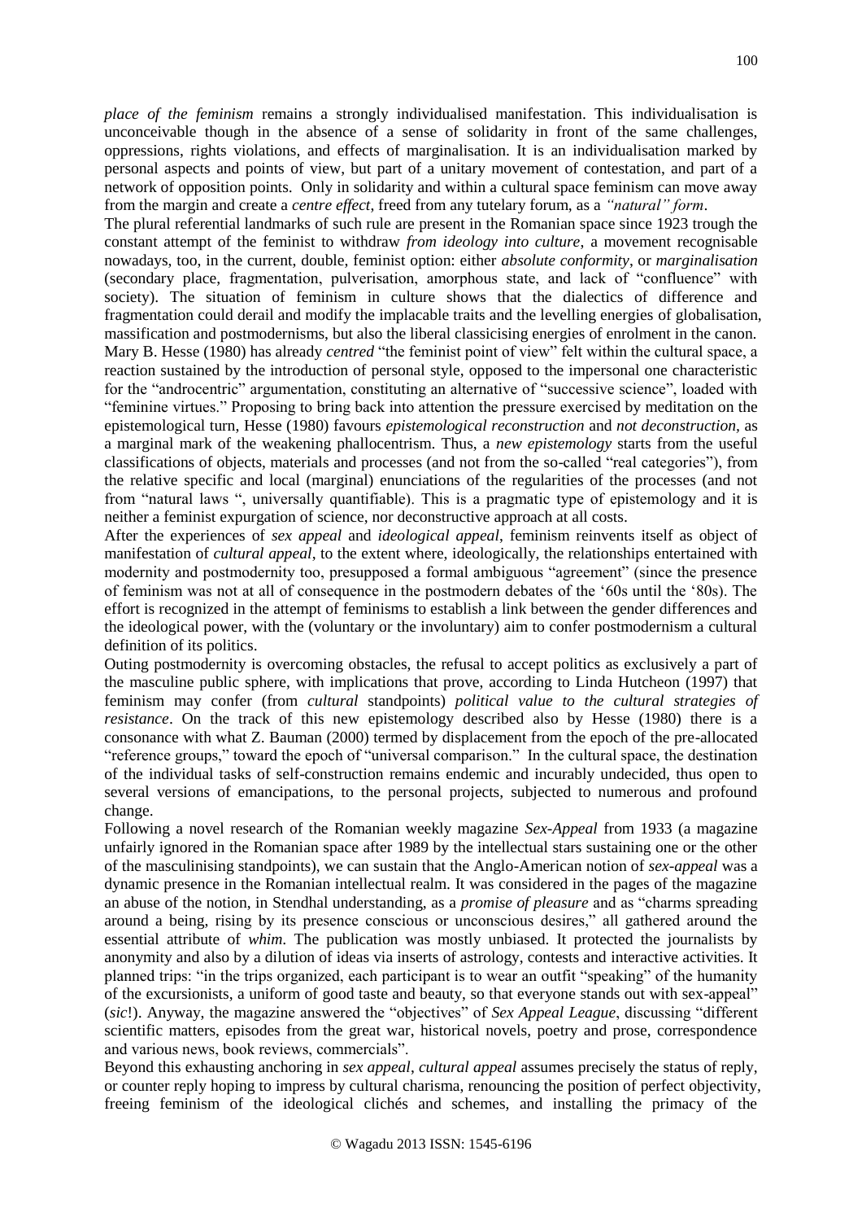*place of the feminism* remains a strongly individualised manifestation. This individualisation is unconceivable though in the absence of a sense of solidarity in front of the same challenges, oppressions, rights violations, and effects of marginalisation. It is an individualisation marked by personal aspects and points of view, but part of a unitary movement of contestation, and part of a network of opposition points. Only in solidarity and within a cultural space feminism can move away from the margin and create a *centre effect*, freed from any tutelary forum, as a *"natural" form*.

The plural referential landmarks of such rule are present in the Romanian space since 1923 trough the constant attempt of the feminist to withdraw *from ideology into culture*, a movement recognisable nowadays, too, in the current, double, feminist option: either *absolute conformity*, or *marginalisation* (secondary place, fragmentation, pulverisation, amorphous state, and lack of "confluence" with society). The situation of feminism in culture shows that the dialectics of difference and fragmentation could derail and modify the implacable traits and the levelling energies of globalisation, massification and postmodernisms, but also the liberal classicising energies of enrolment in the canon.

Mary B. Hesse (1980) has already *centred* "the feminist point of view" felt within the cultural space, a reaction sustained by the introduction of personal style, opposed to the impersonal one characteristic for the "androcentric" argumentation, constituting an alternative of "successive science", loaded with "feminine virtues." Proposing to bring back into attention the pressure exercised by meditation on the epistemological turn, Hesse (1980) favours *epistemological reconstruction* and *not deconstruction*, as a marginal mark of the weakening phallocentrism. Thus, a *new epistemology* starts from the useful classifications of objects, materials and processes (and not from the so-called "real categories"), from the relative specific and local (marginal) enunciations of the regularities of the processes (and not from "natural laws ", universally quantifiable). This is a pragmatic type of epistemology and it is neither a feminist expurgation of science, nor deconstructive approach at all costs.

After the experiences of *sex appeal* and *ideological appeal*, feminism reinvents itself as object of manifestation of *cultural appeal*, to the extent where, ideologically, the relationships entertained with modernity and postmodernity too, presupposed a formal ambiguous "agreement" (since the presence of feminism was not at all of consequence in the postmodern debates of the '60s until the '80s). The effort is recognized in the attempt of feminisms to establish a link between the gender differences and the ideological power, with the (voluntary or the involuntary) aim to confer postmodernism a cultural definition of its politics.

Outing postmodernity is overcoming obstacles, the refusal to accept politics as exclusively a part of the masculine public sphere, with implications that prove, according to Linda Hutcheon (1997) that feminism may confer (from *cultural* standpoints) *political value to the cultural strategies of resistance*. On the track of this new epistemology described also by Hesse (1980) there is a consonance with what Z. Bauman (2000) termed by displacement from the epoch of the pre-allocated "reference groups," toward the epoch of "universal comparison." In the cultural space, the destination of the individual tasks of self-construction remains endemic and incurably undecided, thus open to several versions of emancipations, to the personal projects, subjected to numerous and profound change.

Following a novel research of the Romanian weekly magazine *Sex-Appeal* from 1933 (a magazine unfairly ignored in the Romanian space after 1989 by the intellectual stars sustaining one or the other of the masculinising standpoints), we can sustain that the Anglo-American notion of *sex-appeal* was a dynamic presence in the Romanian intellectual realm. It was considered in the pages of the magazine an abuse of the notion, in Stendhal understanding, as a *promise of pleasure* and as "charms spreading around a being, rising by its presence conscious or unconscious desires," all gathered around the essential attribute of *whim*. The publication was mostly unbiased. It protected the journalists by anonymity and also by a dilution of ideas via inserts of astrology, contests and interactive activities. It planned trips: "in the trips organized, each participant is to wear an outfit "speaking" of the humanity of the excursionists, a uniform of good taste and beauty, so that everyone stands out with sex-appeal" (*sic*!). Anyway, the magazine answered the "objectives" of *Sex Appeal League*, discussing "different scientific matters, episodes from the great war, historical novels, poetry and prose, correspondence and various news, book reviews, commercials".

Beyond this exhausting anchoring in *sex appeal*, *cultural appeal* assumes precisely the status of reply, or counter reply hoping to impress by cultural charisma, renouncing the position of perfect objectivity, freeing feminism of the ideological clichés and schemes, and installing the primacy of the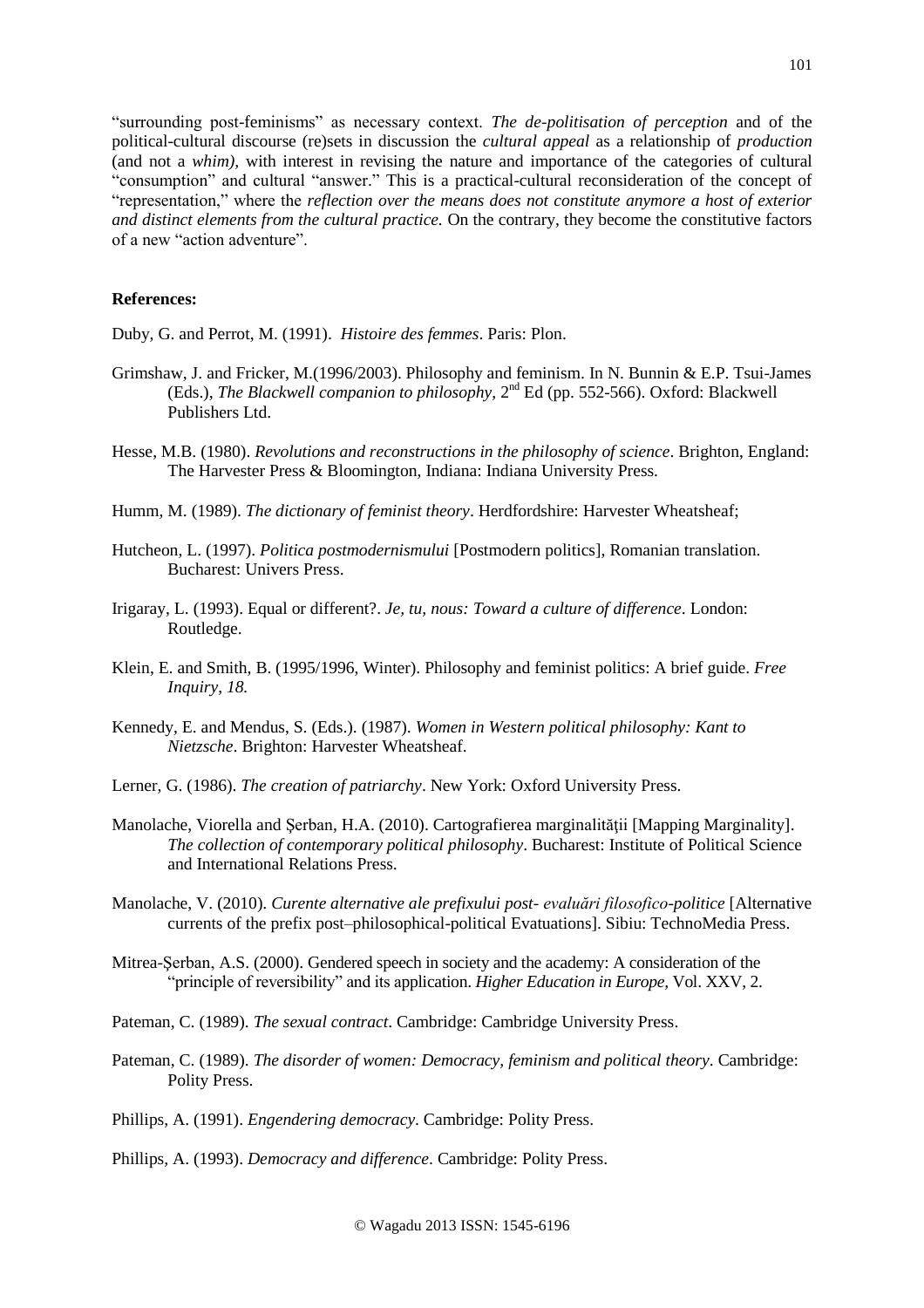"surrounding post-feminisms" as necessary context. *The de-politisation of perception* and of the political-cultural discourse (re)sets in discussion the *cultural appeal* as a relationship of *production* (and not a *whim)*, with interest in revising the nature and importance of the categories of cultural "consumption" and cultural "answer." This is a practical-cultural reconsideration of the concept of "representation," where the *reflection over the means does not constitute anymore a host of exterior and distinct elements from the cultural practice.* On the contrary, they become the constitutive factors of a new "action adventure".

**References:**

Duby, G. and Perrot, M. (1991). *Histoire des femmes*. Paris: Plon.

Grimshaw, J. and Fricker, M.(1996/2003). Philosophy and feminism. In N. Bunnin & E.P. Tsui-James (Eds.), *The Blackwell companion to philosophy,* 2nd Ed (pp. 552-566). Oxford: Blackwell Publishers Ltd.

Hesse, M.B. (1980). *Revolutions and reconstructions in the philosophy of science*. Brighton, England: The Harvester Press & Bloomington, Indiana: Indiana University Press.

Humm, M. (1989). *The dictionary of feminist theory*. Herdfordshire: Harvester Wheatsheaf;

Hutcheon, L. (1997). *Politica postmodernismului* [Postmodern politics], Romanian translation. Bucharest: Univers Press.

Irigaray, L. (1993). Equal or different?. *Je, tu, nous: Toward a culture of difference*. London: Routledge.

Klein, E. and Smith, B. (1995/1996, Winter). Philosophy and feminist politics: A brief guide. *Free Inquiry, 18.*

Kennedy, E. and Mendus, S. (Eds.). (1987). *Women in Western political philosophy: Kant to Nietzsche*. Brighton: Harvester Wheatsheaf.

Lerner, G. (1986). *The creation of patriarchy*. New York: Oxford University Press.

Manolache, Viorella and Şerban, H.A. (2010). Cartografierea marginalității [Mapping Marginality]. *The collection of contemporary political philosophy*. Bucharest: Institute of Political Science and International Relations Press.

Manolache, V. (2010). *Curente alternative ale prefixului post- evaluări filosofico-politice* [Alternative currents of the prefix post–philosophical-political Evatuations]. Sibiu: TechnoMedia Press.

Mitrea-Şerban, A.S. (2000). Gendered speech in society and the academy: A consideration of the "principle of reversibility" and its application. *Higher Education in Europe,* Vol. XXV, 2.

Pateman, C. (1989). *The sexual contract*. Cambridge: Cambridge University Press.

Pateman, C. (1989). *The disorder of women: Democracy, feminism and political theory*. Cambridge: Polity Press.

Phillips, A. (1991). *Engendering democracy*. Cambridge: Polity Press.

Phillips, A. (1993). *Democracy and difference*. Cambridge: Polity Press.